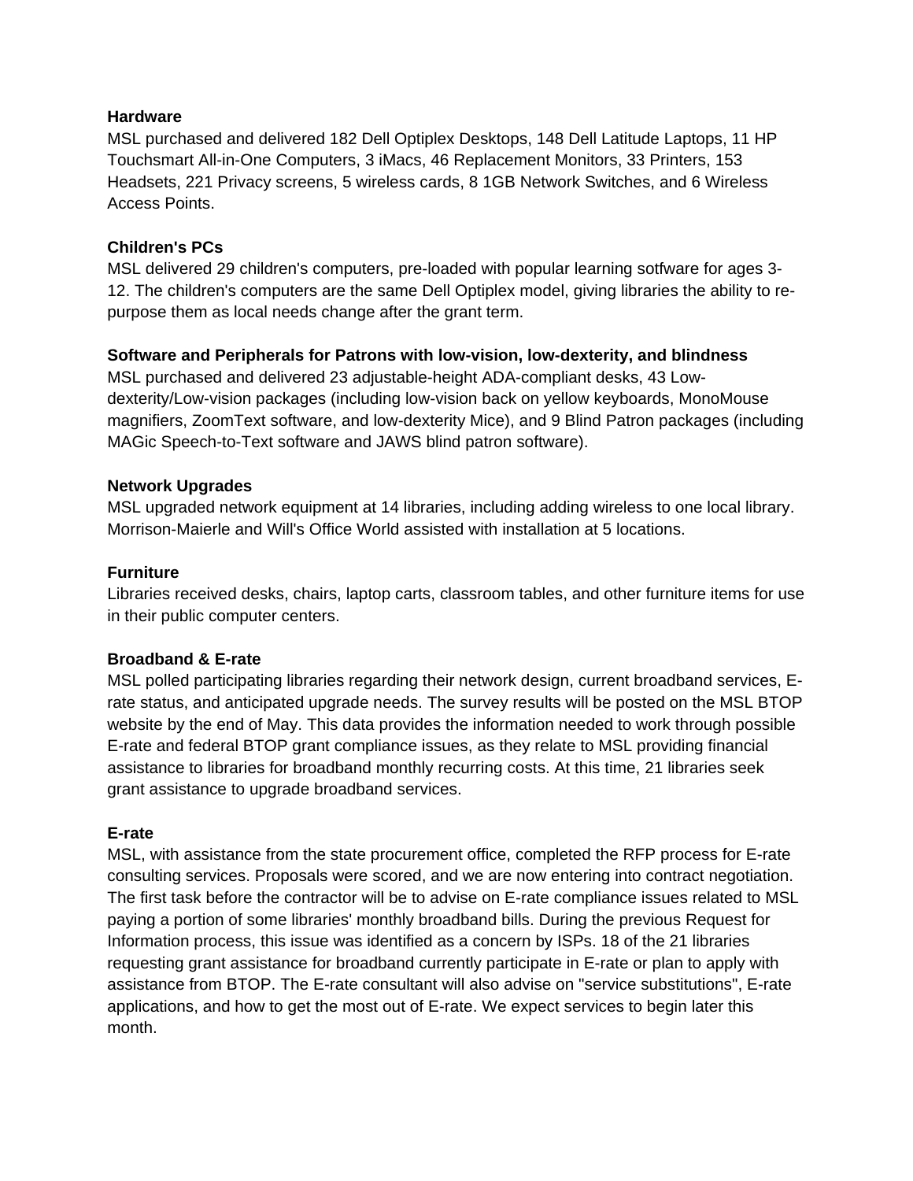**Hardware**

MSL purchased and delivered 182 Dell Optiplex Desktops, 148 Dell Latitude Laptops, 11 HP Touchsmart All-in-One Computers, 3 iMacs, 46 Replacement Monitors, 33 Printers, 153 Headsets, 221 Privacy screens, 5 wireless cards, 8 1GB Network Switches, and 6 Wireless Access Points.

**Children's PCs**

MSL delivered 29 children's computers, pre-loaded with popular learning sotfware for ages 3-12. The children's computers are the same Dell Optiplex model, giving libraries the ability to re-purpose them as local needs change after the grant term.

**Software and Peripherals for Patrons with low-vision, low-dexterity, and blindness**

MSL purchased and delivered 23 adjustable-height ADA-compliant desks, 43 Low-dexterity/Low-vision packages (including low-vision back on yellow keyboards, MonoMouse magnifiers, ZoomText software, and low-dexterity Mice), and 9 Blind Patron packages (including MAGic Speech-to-Text software and JAWS blind patron software).

**Network Upgrades**

MSL upgraded network equipment at 14 libraries, including adding wireless to one local library. Morrison-Maierle and Will's Office World assisted with installation at 5 locations.

**Furniture**

Libraries received desks, chairs, laptop carts, classroom tables, and other furniture items for use in their public computer centers.

**Broadband & E-rate**

MSL polled participating libraries regarding their network design, current broadband services, E-rate status, and anticipated upgrade needs. The survey results will be posted on the MSL BTOP website by the end of May. This data provides the information needed to work through possible E-rate and federal BTOP grant compliance issues, as they relate to MSL providing financial assistance to libraries for broadband monthly recurring costs. At this time, 21 libraries seek grant assistance to upgrade broadband services.

**E-rate**

MSL, with assistance from the state procurement office, completed the RFP process for E-rate consulting services. Proposals were scored, and we are now entering into contract negotiation. The first task before the contractor will be to advise on E-rate compliance issues related to MSL paying a portion of some libraries' monthly broadband bills. During the previous Request for Information process, this issue was identified as a concern by ISPs. 18 of the 21 libraries requesting grant assistance for broadband currently participate in E-rate or plan to apply with assistance from BTOP. The E-rate consultant will also advise on "service substitutions", E-rate applications, and how to get the most out of E-rate. We expect services to begin later this month.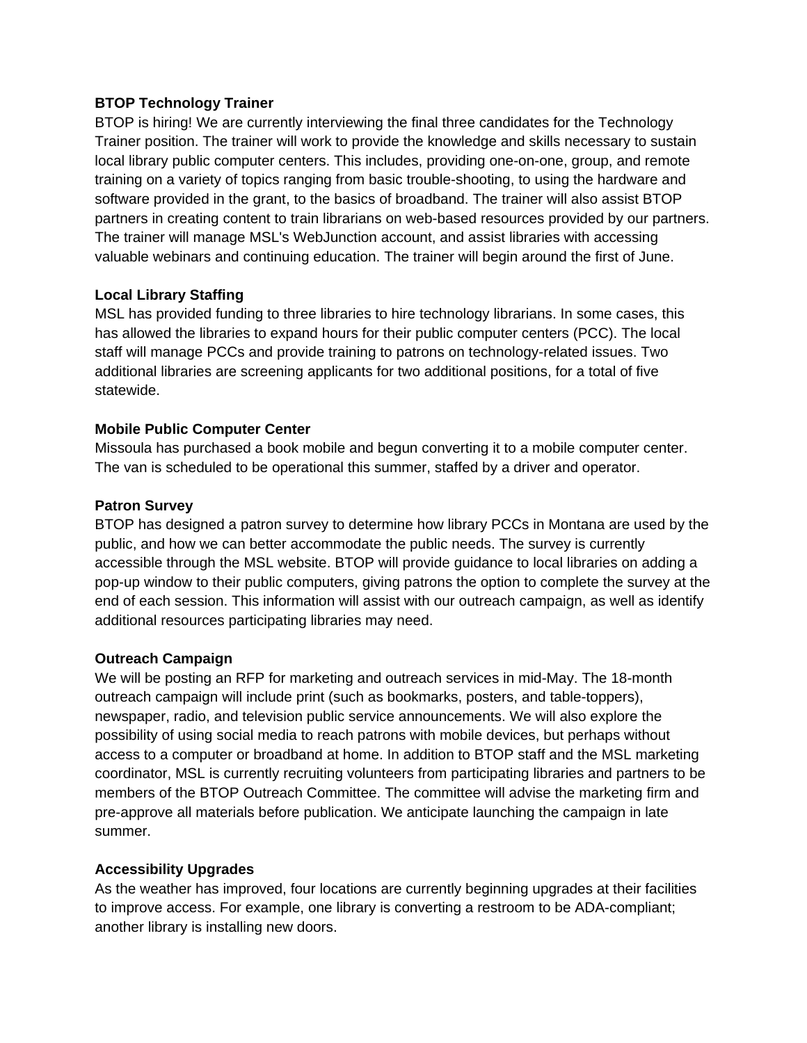**BTOP Technology Trainer**

BTOP is hiring! We are currently interviewing the final three candidates for the Technology Trainer position. The trainer will work to provide the knowledge and skills necessary to sustain local library public computer centers. This includes, providing one-on-one, group, and remote training on a variety of topics ranging from basic trouble-shooting, to using the hardware and software provided in the grant, to the basics of broadband. The trainer will also assist BTOP partners in creating content to train librarians on web-based resources provided by our partners. The trainer will manage MSL's WebJunction account, and assist libraries with accessing valuable webinars and continuing education. The trainer will begin around the first of June.

**Local Library Staffing**

MSL has provided funding to three libraries to hire technology librarians. In some cases, this has allowed the libraries to expand hours for their public computer centers (PCC). The local staff will manage PCCs and provide training to patrons on technology-related issues. Two additional libraries are screening applicants for two additional positions, for a total of five statewide.

**Mobile Public Computer Center**

Missoula has purchased a book mobile and begun converting it to a mobile computer center. The van is scheduled to be operational this summer, staffed by a driver and operator.

**Patron Survey**

BTOP has designed a patron survey to determine how library PCCs in Montana are used by the public, and how we can better accommodate the public needs. The survey is currently accessible through the MSL website. BTOP will provide guidance to local libraries on adding a pop-up window to their public computers, giving patrons the option to complete the survey at the end of each session. This information will assist with our outreach campaign, as well as identify additional resources participating libraries may need.

**Outreach Campaign**

We will be posting an RFP for marketing and outreach services in mid-May. The 18-month outreach campaign will include print (such as bookmarks, posters, and table-toppers), newspaper, radio, and television public service announcements. We will also explore the possibility of using social media to reach patrons with mobile devices, but perhaps without access to a computer or broadband at home. In addition to BTOP staff and the MSL marketing coordinator, MSL is currently recruiting volunteers from participating libraries and partners to be members of the BTOP Outreach Committee. The committee will advise the marketing firm and pre-approve all materials before publication. We anticipate launching the campaign in late summer.

**Accessibility Upgrades**

As the weather has improved, four locations are currently beginning upgrades at their facilities to improve access. For example, one library is converting a restroom to be ADA-compliant; another library is installing new doors.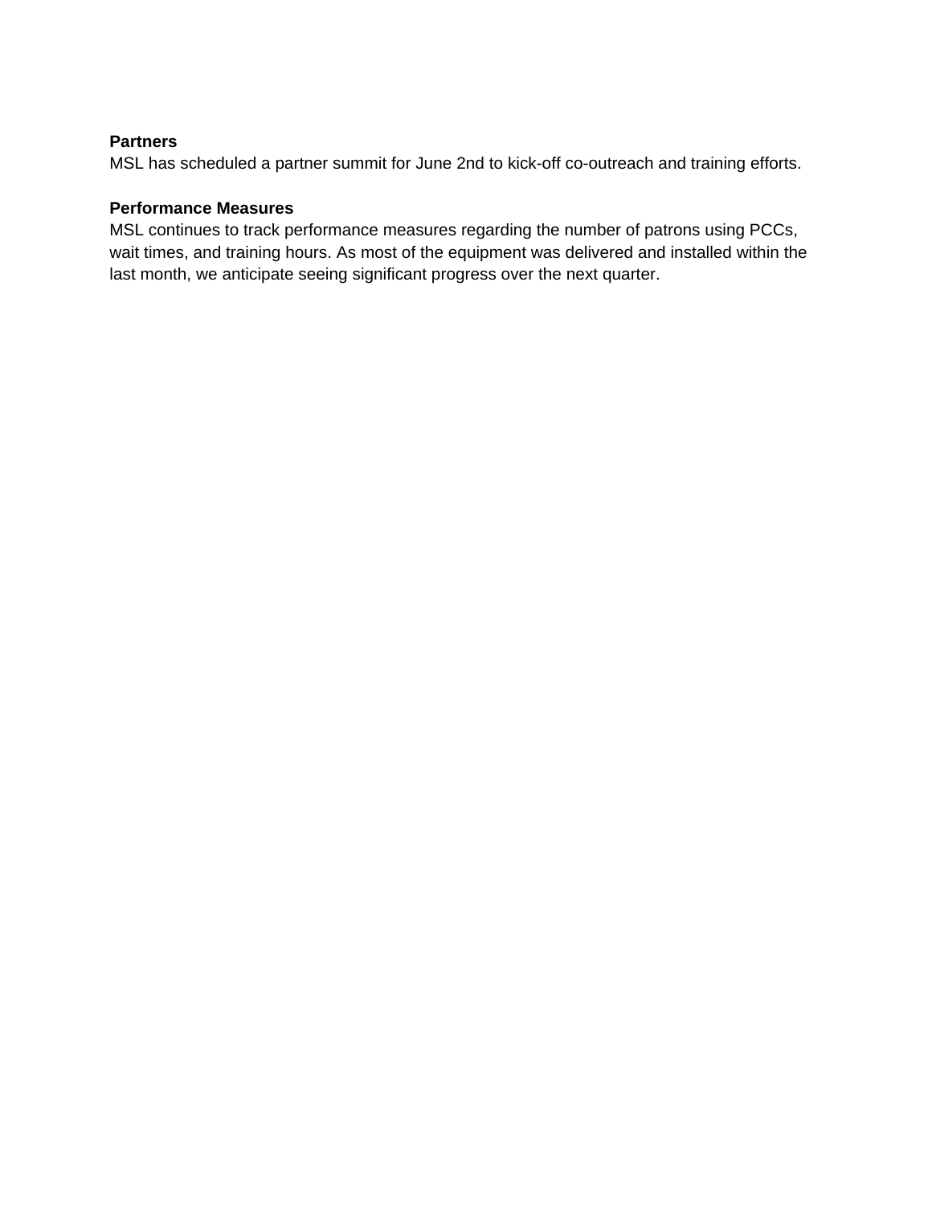**Partners**

MSL has scheduled a partner summit for June 2nd to kick-off co-outreach and training efforts.

**Performance Measures**

MSL continues to track performance measures regarding the number of patrons using PCCs, wait times, and training hours. As most of the equipment was delivered and installed within the last month, we anticipate seeing significant progress over the next quarter.